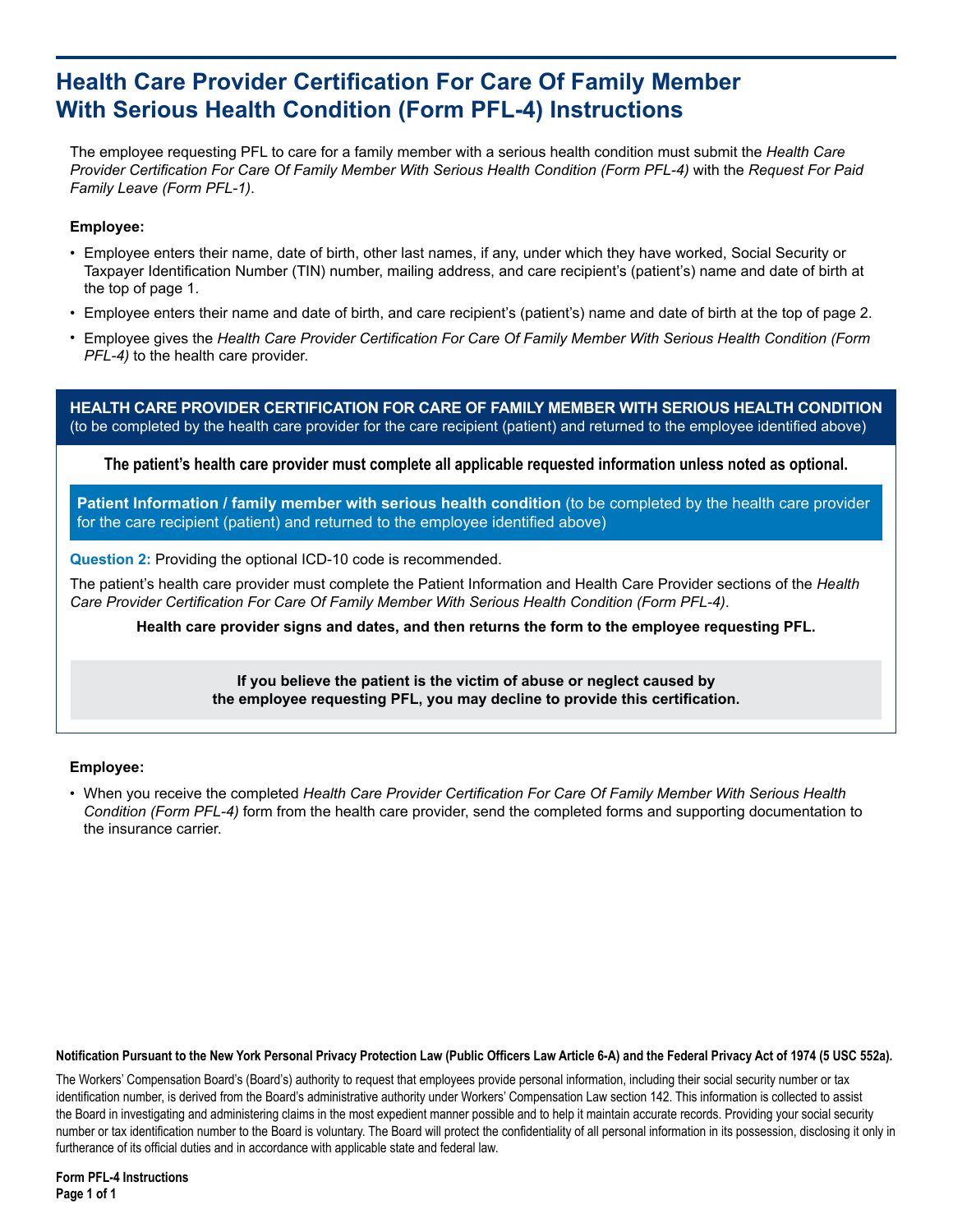# Health Care Provider Certification For Care Of Family Member With Serious Health Condition (Form PFL-4) Instructions

The employee requesting PFL to care for a family member with a serious health condition must submit the *Health Care Provider Certification For Care Of Family Member With Serious Health Condition (Form PFL-4)* with the *Request For Paid Family Leave (Form PFL-1)*.

**Employee:**

- Employee enters their name, date of birth, other last names, if any, under which they have worked, Social Security or Taxpayer Identification Number (TIN) number, mailing address, and care recipient's (patient's) name and date of birth at the top of page 1.
- Employee enters their name and date of birth, and care recipient's (patient's) name and date of birth at the top of page 2.
- Employee gives the *Health Care Provider Certification For Care Of Family Member With Serious Health Condition (Form PFL-4)* to the health care provider.

## HEALTH CARE PROVIDER CERTIFICATION FOR CARE OF FAMILY MEMBER WITH SERIOUS HEALTH CONDITION

(to be completed by the health care provider for the care recipient (patient) and returned to the employee identified above)

**The patient's health care provider must complete all applicable requested information unless noted as optional.**

### Patient Information / family member with serious health condition

(to be completed by the health care provider for the care recipient (patient) and returned to the employee identified above)

**Question 2:** Providing the optional ICD-10 code is recommended.

The patient's health care provider must complete the Patient Information and Health Care Provider sections of the *Health Care Provider Certification For Care Of Family Member With Serious Health Condition (Form PFL-4)*.

**Health care provider signs and dates, and then returns the form to the employee requesting PFL.**

**If you believe the patient is the victim of abuse or neglect caused by the employee requesting PFL, you may decline to provide this certification.**

**Employee:**

- When you receive the completed *Health Care Provider Certification For Care Of Family Member With Serious Health Condition (Form PFL-4)* form from the health care provider, send the completed forms and supporting documentation to the insurance carrier.

**Notification Pursuant to the New York Personal Privacy Protection Law (Public Officers Law Article 6-A) and the Federal Privacy Act of 1974 (5 USC 552a).**

The Workers' Compensation Board's (Board's) authority to request that employees provide personal information, including their social security number or tax identification number, is derived from the Board's administrative authority under Workers' Compensation Law section 142. This information is collected to assist the Board in investigating and administering claims in the most expedient manner possible and to help it maintain accurate records. Providing your social security number or tax identification number to the Board is voluntary. The Board will protect the confidentiality of all personal information in its possession, disclosing it only in furtherance of its official duties and in accordance with applicable state and federal law.

**Form PFL-4 Instructions**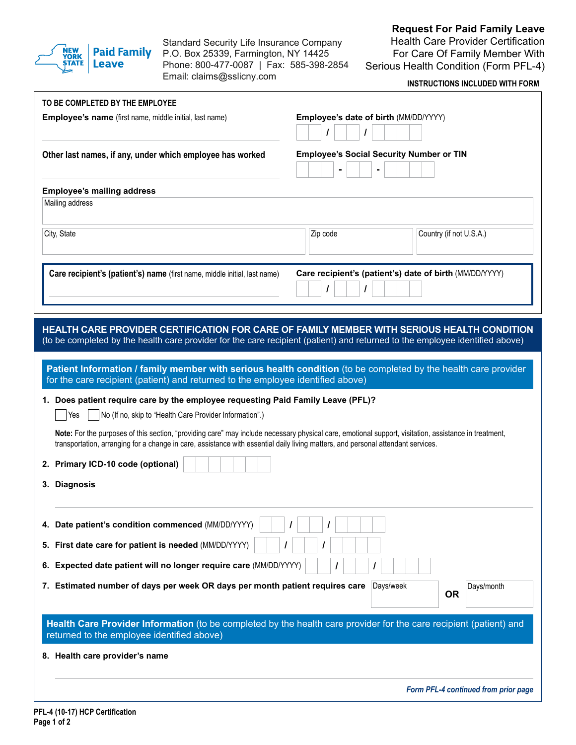Standard Security Life Insurance Company
P.O. Box 25339, Farmington, NY 14425
Phone: 800-477-0087 | Fax: 585-398-2854
Email: claims@sslicny.com

# Request For Paid Family Leave

Health Care Provider Certification
For Care Of Family Member With
Serious Health Condition (Form PFL-4)

**INSTRUCTIONS INCLUDED WITH FORM**

**TO BE COMPLETED BY THE EMPLOYEE**

**Employee's name** (first name, middle initial, last name)

**Employee's date of birth** (MM/DD/YYYY) __ / __ / ____

**Other last names, if any, under which employee has worked**

**Employee's Social Security Number or TIN** ___ - __ - ____

**Employee's mailing address**

Mailing address

City, State | Zip code | Country (if not U.S.A.)

**Care recipient's (patient's) name** (first name, middle initial, last name)

**Care recipient's (patient's) date of birth** (MM/DD/YYYY) __ / __ / ____

## HEALTH CARE PROVIDER CERTIFICATION FOR CARE OF FAMILY MEMBER WITH SERIOUS HEALTH CONDITION

(to be completed by the health care provider for the care recipient (patient) and returned to the employee identified above)

### Patient Information / family member with serious health condition (to be completed by the health care provider for the care recipient (patient) and returned to the employee identified above)

1. **Does patient require care by the employee requesting Paid Family Leave (PFL)?**

   ☐ Yes ☐ No (If no, skip to "Health Care Provider Information".)

   **Note:** For the purposes of this section, "providing care" may include necessary physical care, emotional support, visitation, assistance in treatment, transportation, arranging for a change in care, assistance with essential daily living matters, and personal attendant services.

2. **Primary ICD-10 code (optional)**

3. **Diagnosis**

4. **Date patient's condition commenced** (MM/DD/YYYY) __ / __ / ____

5. **First date care for patient is needed** (MM/DD/YYYY) __ / __ / ____

6. **Expected date patient will no longer require care** (MM/DD/YYYY) __ / __ / ____

7. **Estimated number of days per week OR days per month patient requires care** Days/week **OR** Days/month

### Health Care Provider Information (to be completed by the health care provider for the care recipient (patient) and returned to the employee identified above)

8. **Health care provider's name**

*Form PFL-4 continued from prior page*

PFL-4 (10-17) HCP Certification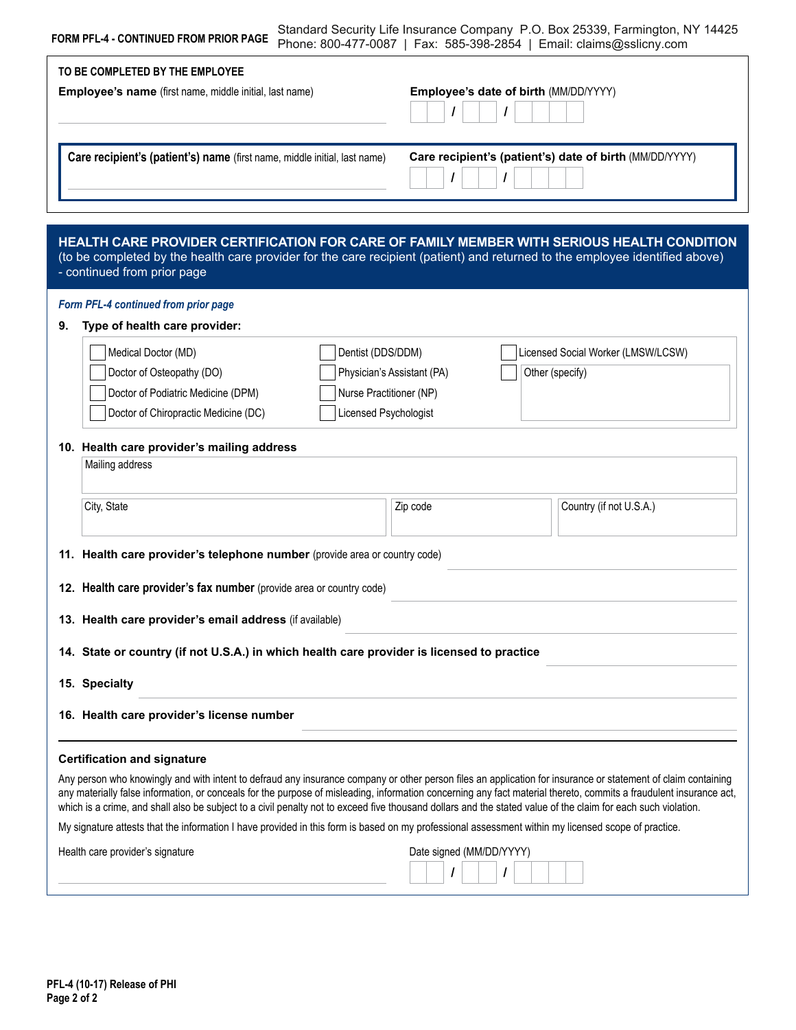**FORM PFL-4 - CONTINUED FROM PRIOR PAGE**

Standard Security Life Insurance Company P.O. Box 25339, Farmington, NY 14425
Phone: 800-477-0087 | Fax: 585-398-2854 | Email: claims@sslicny.com

**TO BE COMPLETED BY THE EMPLOYEE**

**Employee's name** (first name, middle initial, last name)

**Employee's date of birth** (MM/DD/YYYY)
___ / ___ / ______

**Care recipient's (patient's) name** (first name, middle initial, last name)

**Care recipient's (patient's) date of birth** (MM/DD/YYYY)
___ / ___ / ______

## HEALTH CARE PROVIDER CERTIFICATION FOR CARE OF FAMILY MEMBER WITH SERIOUS HEALTH CONDITION

(to be completed by the health care provider for the care recipient (patient) and returned to the employee identified above) - continued from prior page

*Form PFL-4 continued from prior page*

**9. Type of health care provider:**

- ☐ Medical Doctor (MD)
- ☐ Doctor of Osteopathy (DO)
- ☐ Doctor of Podiatric Medicine (DPM)
- ☐ Doctor of Chiropractic Medicine (DC)
- ☐ Dentist (DDS/DDM)
- ☐ Physician's Assistant (PA)
- ☐ Nurse Practitioner (NP)
- ☐ Licensed Psychologist
- ☐ Licensed Social Worker (LMSW/LCSW)
- ☐ Other (specify)

**10. Health care provider's mailing address**

Mailing address

City, State | Zip code | Country (if not U.S.A.)

**11. Health care provider's telephone number** (provide area or country code)

**12. Health care provider's fax number** (provide area or country code)

**13. Health care provider's email address** (if available)

**14. State or country (if not U.S.A.) in which health care provider is licensed to practice**

**15. Specialty**

**16. Health care provider's license number**

**Certification and signature**

Any person who knowingly and with intent to defraud any insurance company or other person files an application for insurance or statement of claim containing any materially false information, or conceals for the purpose of misleading, information concerning any fact material thereto, commits a fraudulent insurance act, which is a crime, and shall also be subject to a civil penalty not to exceed five thousand dollars and the stated value of the claim for each such violation.

My signature attests that the information I have provided in this form is based on my professional assessment within my licensed scope of practice.

Health care provider's signature

Date signed (MM/DD/YYYY)
___ / ___ / ______

**PFL-4 (10-17) Release of PHI**